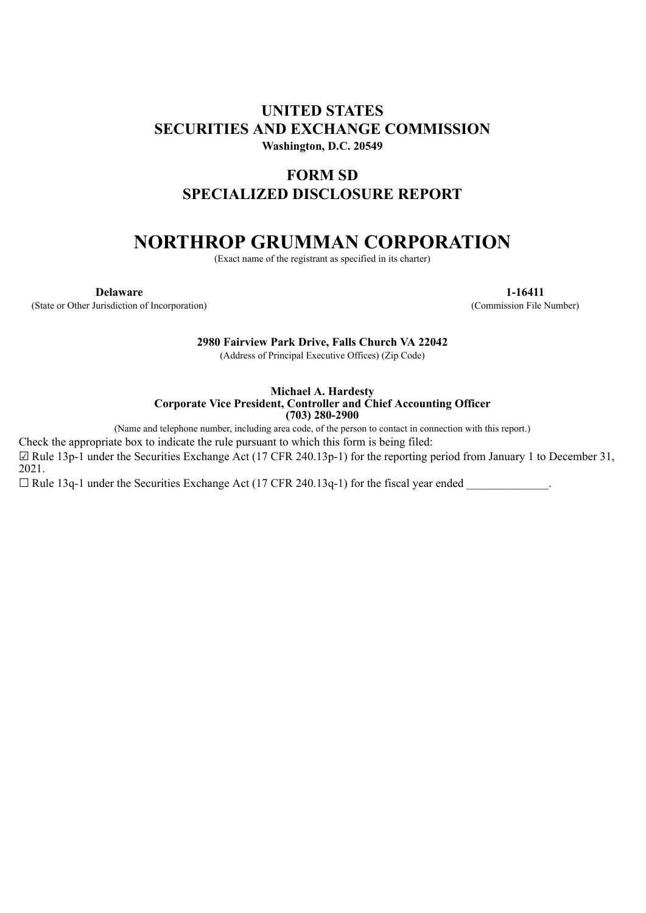**UNITED STATES**
**SECURITIES AND EXCHANGE COMMISSION**
**Washington, D.C. 20549**

**FORM SD**
**SPECIALIZED DISCLOSURE REPORT**

# NORTHROP GRUMMAN CORPORATION

(Exact name of the registrant as specified in its charter)

| | |
|---|---|
| **Delaware** | **1-16411** |
| (State or Other Jurisdiction of Incorporation) | (Commission File Number) |

**2980 Fairview Park Drive, Falls Church VA 22042**
(Address of Principal Executive Offices) (Zip Code)

**Michael A. Hardesty**
**Corporate Vice President, Controller and Chief Accounting Officer**
**(703) 280-2900**
(Name and telephone number, including area code, of the person to contact in connection with this report.)

Check the appropriate box to indicate the rule pursuant to which this form is being filed:

☑ Rule 13p-1 under the Securities Exchange Act (17 CFR 240.13p-1) for the reporting period from January 1 to December 31, 2021.

☐ Rule 13q-1 under the Securities Exchange Act (17 CFR 240.13q-1) for the fiscal year ended ______________.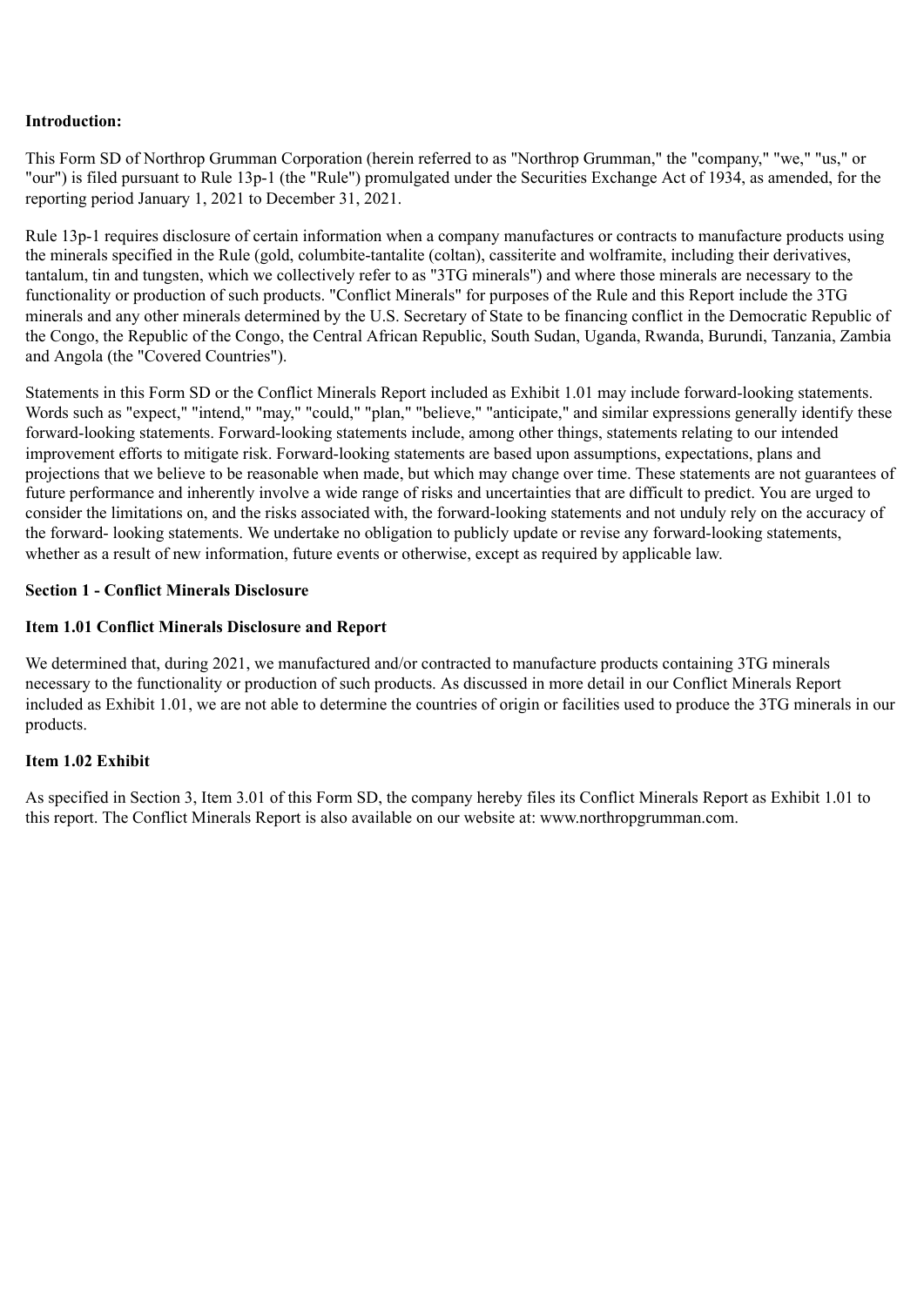**Introduction:**

This Form SD of Northrop Grumman Corporation (herein referred to as "Northrop Grumman," the "company," "we," "us," or "our") is filed pursuant to Rule 13p-1 (the "Rule") promulgated under the Securities Exchange Act of 1934, as amended, for the reporting period January 1, 2021 to December 31, 2021.

Rule 13p-1 requires disclosure of certain information when a company manufactures or contracts to manufacture products using the minerals specified in the Rule (gold, columbite-tantalite (coltan), cassiterite and wolframite, including their derivatives, tantalum, tin and tungsten, which we collectively refer to as "3TG minerals") and where those minerals are necessary to the functionality or production of such products. "Conflict Minerals" for purposes of the Rule and this Report include the 3TG minerals and any other minerals determined by the U.S. Secretary of State to be financing conflict in the Democratic Republic of the Congo, the Republic of the Congo, the Central African Republic, South Sudan, Uganda, Rwanda, Burundi, Tanzania, Zambia and Angola (the "Covered Countries").

Statements in this Form SD or the Conflict Minerals Report included as Exhibit 1.01 may include forward-looking statements. Words such as "expect," "intend," "may," "could," "plan," "believe," "anticipate," and similar expressions generally identify these forward-looking statements. Forward-looking statements include, among other things, statements relating to our intended improvement efforts to mitigate risk. Forward-looking statements are based upon assumptions, expectations, plans and projections that we believe to be reasonable when made, but which may change over time. These statements are not guarantees of future performance and inherently involve a wide range of risks and uncertainties that are difficult to predict. You are urged to consider the limitations on, and the risks associated with, the forward-looking statements and not unduly rely on the accuracy of the forward- looking statements. We undertake no obligation to publicly update or revise any forward-looking statements, whether as a result of new information, future events or otherwise, except as required by applicable law.

**Section 1 - Conflict Minerals Disclosure**

**Item 1.01 Conflict Minerals Disclosure and Report**

We determined that, during 2021, we manufactured and/or contracted to manufacture products containing 3TG minerals necessary to the functionality or production of such products. As discussed in more detail in our Conflict Minerals Report included as Exhibit 1.01, we are not able to determine the countries of origin or facilities used to produce the 3TG minerals in our products.

**Item 1.02 Exhibit**

As specified in Section 3, Item 3.01 of this Form SD, the company hereby files its Conflict Minerals Report as Exhibit 1.01 to this report. The Conflict Minerals Report is also available on our website at: www.northropgrumman.com.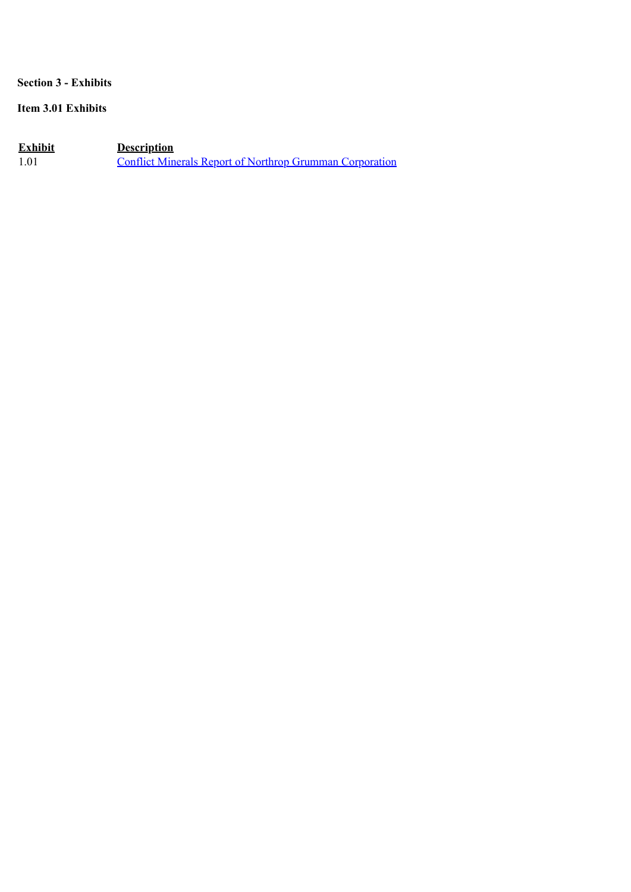**Section 3 - Exhibits**

**Item 3.01 Exhibits**

| Exhibit | Description |
| --- | --- |
| 1.01 | Conflict Minerals Report of Northrop Grumman Corporation |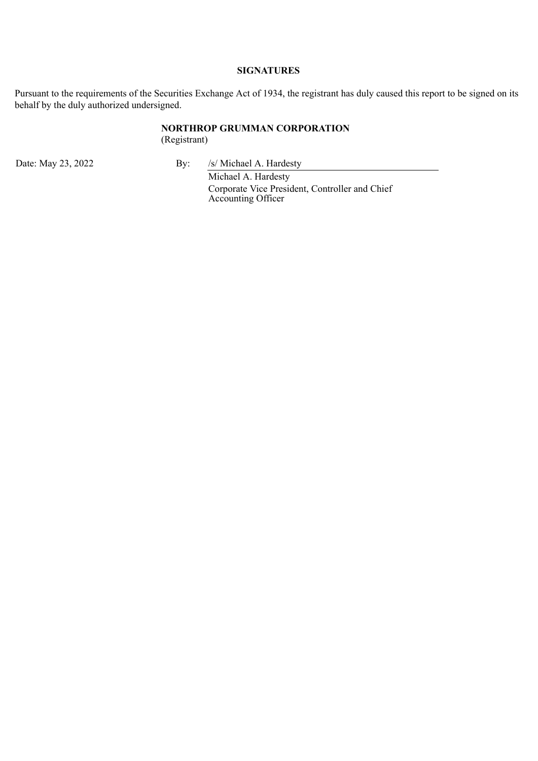**SIGNATURES**

Pursuant to the requirements of the Securities Exchange Act of 1934, the registrant has duly caused this report to be signed on its behalf by the duly authorized undersigned.

**NORTHROP GRUMMAN CORPORATION**
(Registrant)

| | | |
|---|---|---|
| Date: May 23, 2022 | By: | /s/ Michael A. Hardesty |
| | | Michael A. Hardesty |
| | | Corporate Vice President, Controller and Chief Accounting Officer |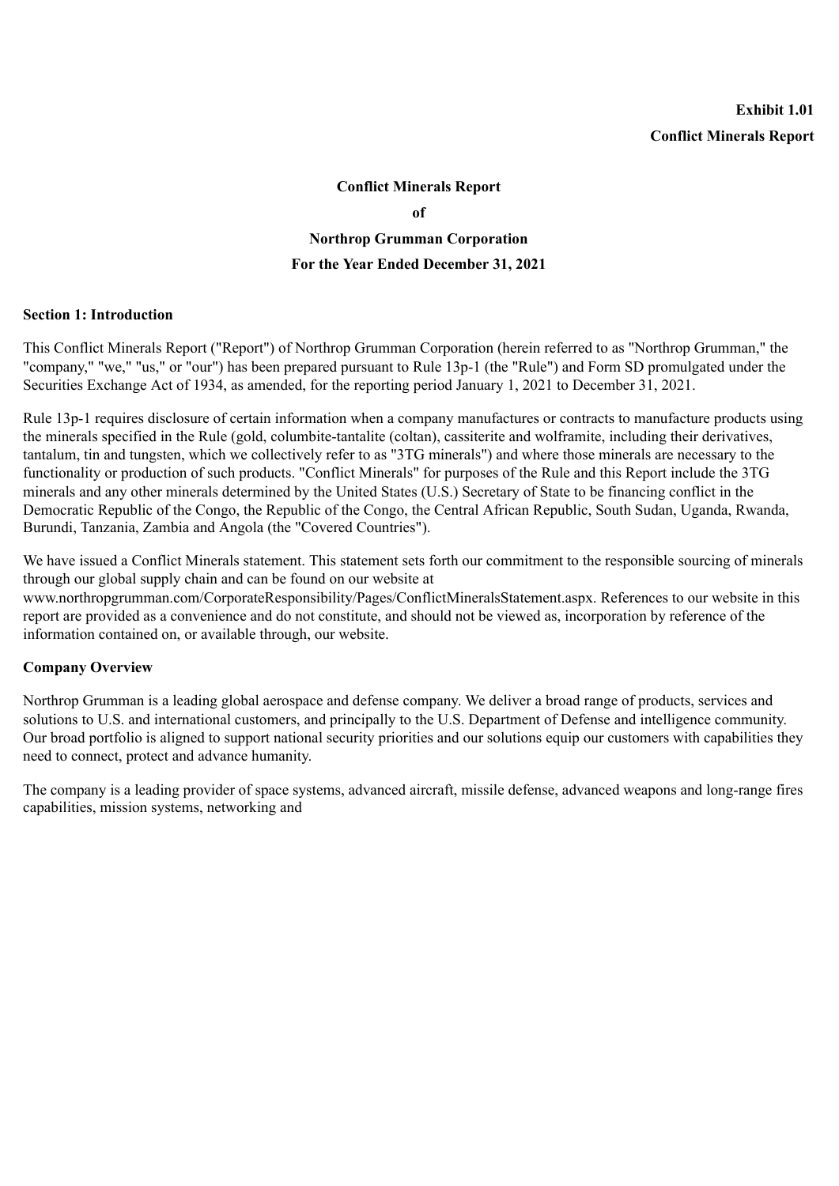**Exhibit 1.01**

**Conflict Minerals Report**

**Conflict Minerals Report**

**of**

**Northrop Grumman Corporation**

**For the Year Ended December 31, 2021**

**Section 1: Introduction**

This Conflict Minerals Report ("Report") of Northrop Grumman Corporation (herein referred to as "Northrop Grumman," the "company," "we," "us," or "our") has been prepared pursuant to Rule 13p-1 (the "Rule") and Form SD promulgated under the Securities Exchange Act of 1934, as amended, for the reporting period January 1, 2021 to December 31, 2021.

Rule 13p-1 requires disclosure of certain information when a company manufactures or contracts to manufacture products using the minerals specified in the Rule (gold, columbite-tantalite (coltan), cassiterite and wolframite, including their derivatives, tantalum, tin and tungsten, which we collectively refer to as "3TG minerals") and where those minerals are necessary to the functionality or production of such products. "Conflict Minerals" for purposes of the Rule and this Report include the 3TG minerals and any other minerals determined by the United States (U.S.) Secretary of State to be financing conflict in the Democratic Republic of the Congo, the Republic of the Congo, the Central African Republic, South Sudan, Uganda, Rwanda, Burundi, Tanzania, Zambia and Angola (the "Covered Countries").

We have issued a Conflict Minerals statement. This statement sets forth our commitment to the responsible sourcing of minerals through our global supply chain and can be found on our website at www.northropgrumman.com/CorporateResponsibility/Pages/ConflictMineralsStatement.aspx. References to our website in this report are provided as a convenience and do not constitute, and should not be viewed as, incorporation by reference of the information contained on, or available through, our website.

**Company Overview**

Northrop Grumman is a leading global aerospace and defense company. We deliver a broad range of products, services and solutions to U.S. and international customers, and principally to the U.S. Department of Defense and intelligence community. Our broad portfolio is aligned to support national security priorities and our solutions equip our customers with capabilities they need to connect, protect and advance humanity.

The company is a leading provider of space systems, advanced aircraft, missile defense, advanced weapons and long-range fires capabilities, mission systems, networking and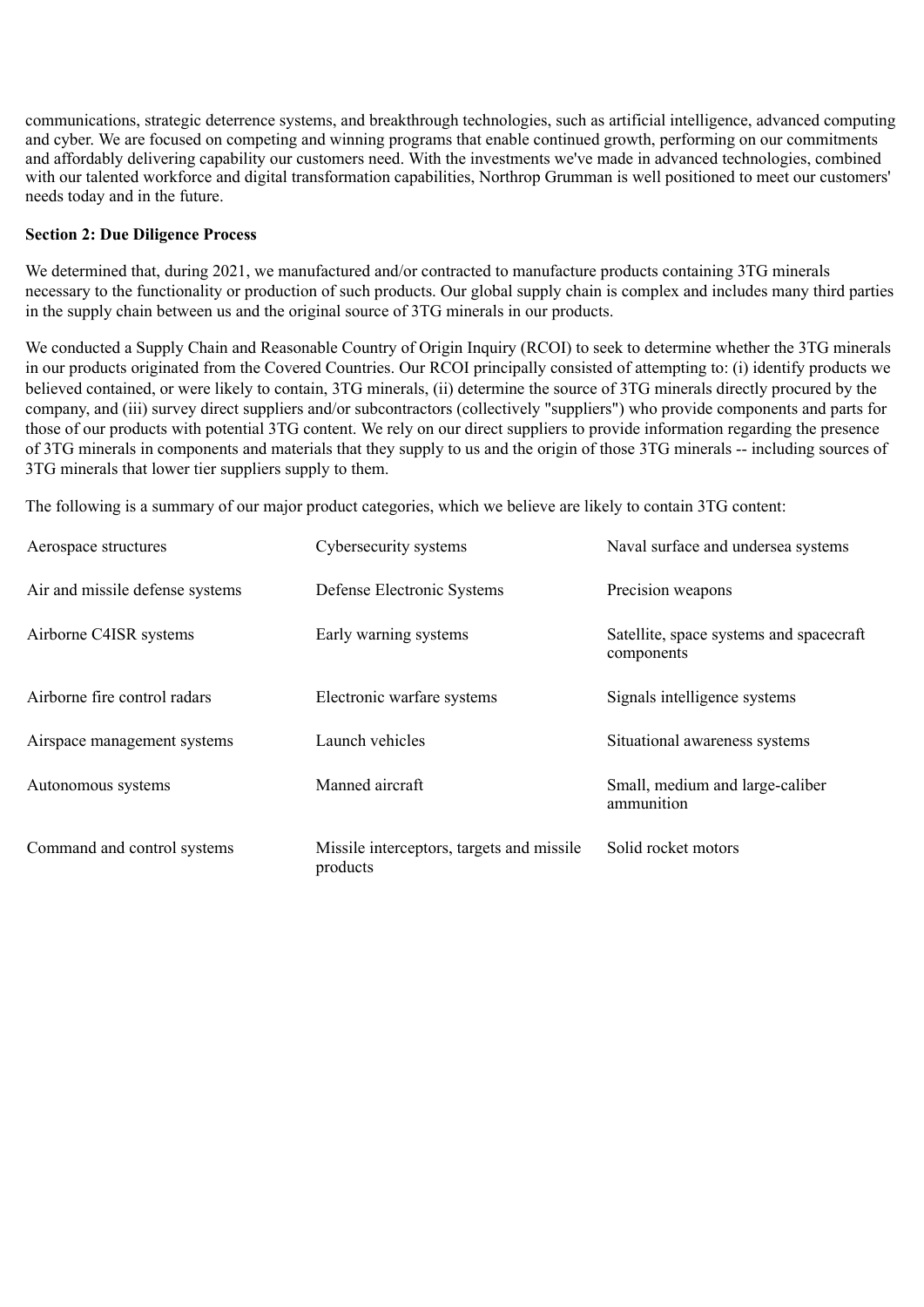communications, strategic deterrence systems, and breakthrough technologies, such as artificial intelligence, advanced computing and cyber. We are focused on competing and winning programs that enable continued growth, performing on our commitments and affordably delivering capability our customers need. With the investments we've made in advanced technologies, combined with our talented workforce and digital transformation capabilities, Northrop Grumman is well positioned to meet our customers' needs today and in the future.

**Section 2: Due Diligence Process**

We determined that, during 2021, we manufactured and/or contracted to manufacture products containing 3TG minerals necessary to the functionality or production of such products. Our global supply chain is complex and includes many third parties in the supply chain between us and the original source of 3TG minerals in our products.

We conducted a Supply Chain and Reasonable Country of Origin Inquiry (RCOI) to seek to determine whether the 3TG minerals in our products originated from the Covered Countries. Our RCOI principally consisted of attempting to: (i) identify products we believed contained, or were likely to contain, 3TG minerals, (ii) determine the source of 3TG minerals directly procured by the company, and (iii) survey direct suppliers and/or subcontractors (collectively "suppliers") who provide components and parts for those of our products with potential 3TG content. We rely on our direct suppliers to provide information regarding the presence of 3TG minerals in components and materials that they supply to us and the origin of those 3TG minerals -- including sources of 3TG minerals that lower tier suppliers supply to them.

The following is a summary of our major product categories, which we believe are likely to contain 3TG content:

| | | |
|---|---|---|
| Aerospace structures | Cybersecurity systems | Naval surface and undersea systems |
| Air and missile defense systems | Defense Electronic Systems | Precision weapons |
| Airborne C4ISR systems | Early warning systems | Satellite, space systems and spacecraft components |
| Airborne fire control radars | Electronic warfare systems | Signals intelligence systems |
| Airspace management systems | Launch vehicles | Situational awareness systems |
| Autonomous systems | Manned aircraft | Small, medium and large-caliber ammunition |
| Command and control systems | Missile interceptors, targets and missile products | Solid rocket motors |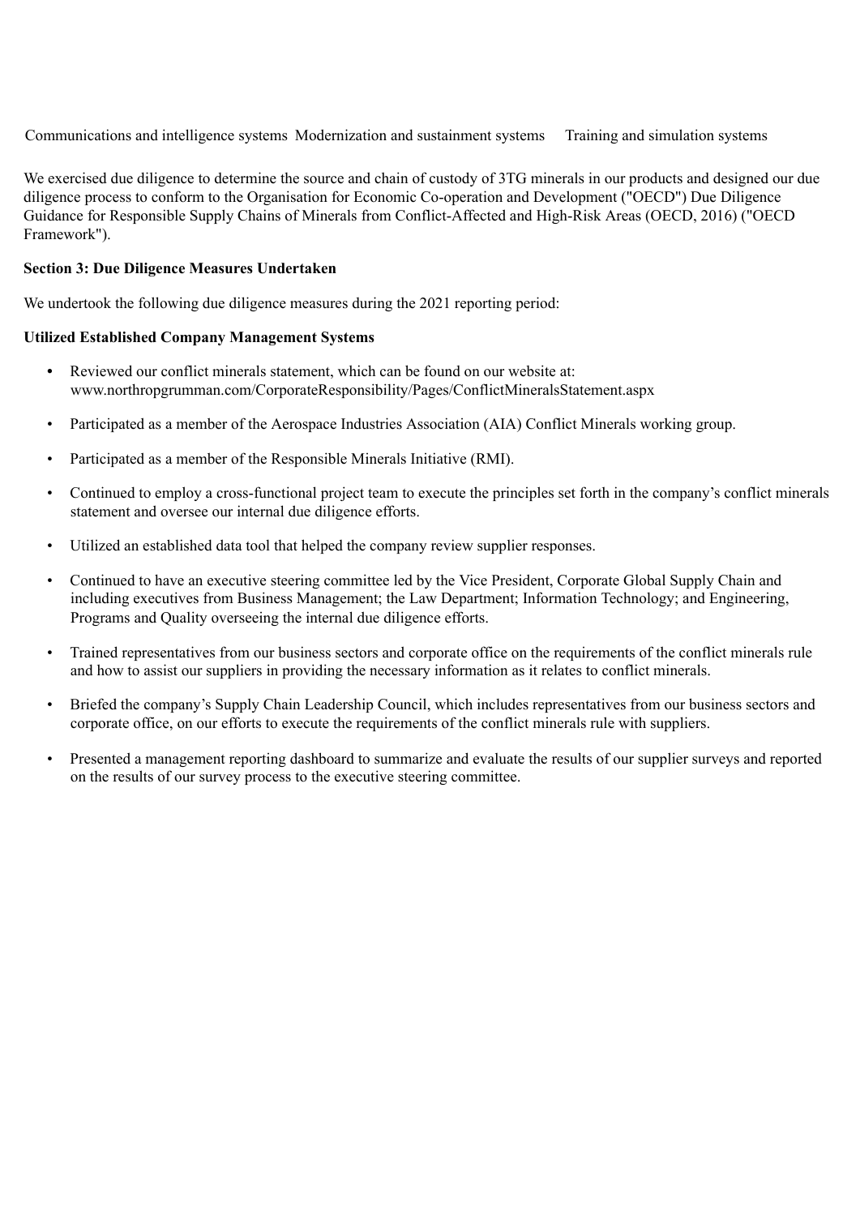Communications and intelligence systems Modernization and sustainment systems Training and simulation systems

We exercised due diligence to determine the source and chain of custody of 3TG minerals in our products and designed our due diligence process to conform to the Organisation for Economic Co-operation and Development ("OECD") Due Diligence Guidance for Responsible Supply Chains of Minerals from Conflict-Affected and High-Risk Areas (OECD, 2016) ("OECD Framework").

**Section 3: Due Diligence Measures Undertaken**

We undertook the following due diligence measures during the 2021 reporting period:

**Utilized Established Company Management Systems**

- Reviewed our conflict minerals statement, which can be found on our website at: www.northropgrumman.com/CorporateResponsibility/Pages/ConflictMineralsStatement.aspx
- Participated as a member of the Aerospace Industries Association (AIA) Conflict Minerals working group.
- Participated as a member of the Responsible Minerals Initiative (RMI).
- Continued to employ a cross-functional project team to execute the principles set forth in the company's conflict minerals statement and oversee our internal due diligence efforts.
- Utilized an established data tool that helped the company review supplier responses.
- Continued to have an executive steering committee led by the Vice President, Corporate Global Supply Chain and including executives from Business Management; the Law Department; Information Technology; and Engineering, Programs and Quality overseeing the internal due diligence efforts.
- Trained representatives from our business sectors and corporate office on the requirements of the conflict minerals rule and how to assist our suppliers in providing the necessary information as it relates to conflict minerals.
- Briefed the company's Supply Chain Leadership Council, which includes representatives from our business sectors and corporate office, on our efforts to execute the requirements of the conflict minerals rule with suppliers.
- Presented a management reporting dashboard to summarize and evaluate the results of our supplier surveys and reported on the results of our survey process to the executive steering committee.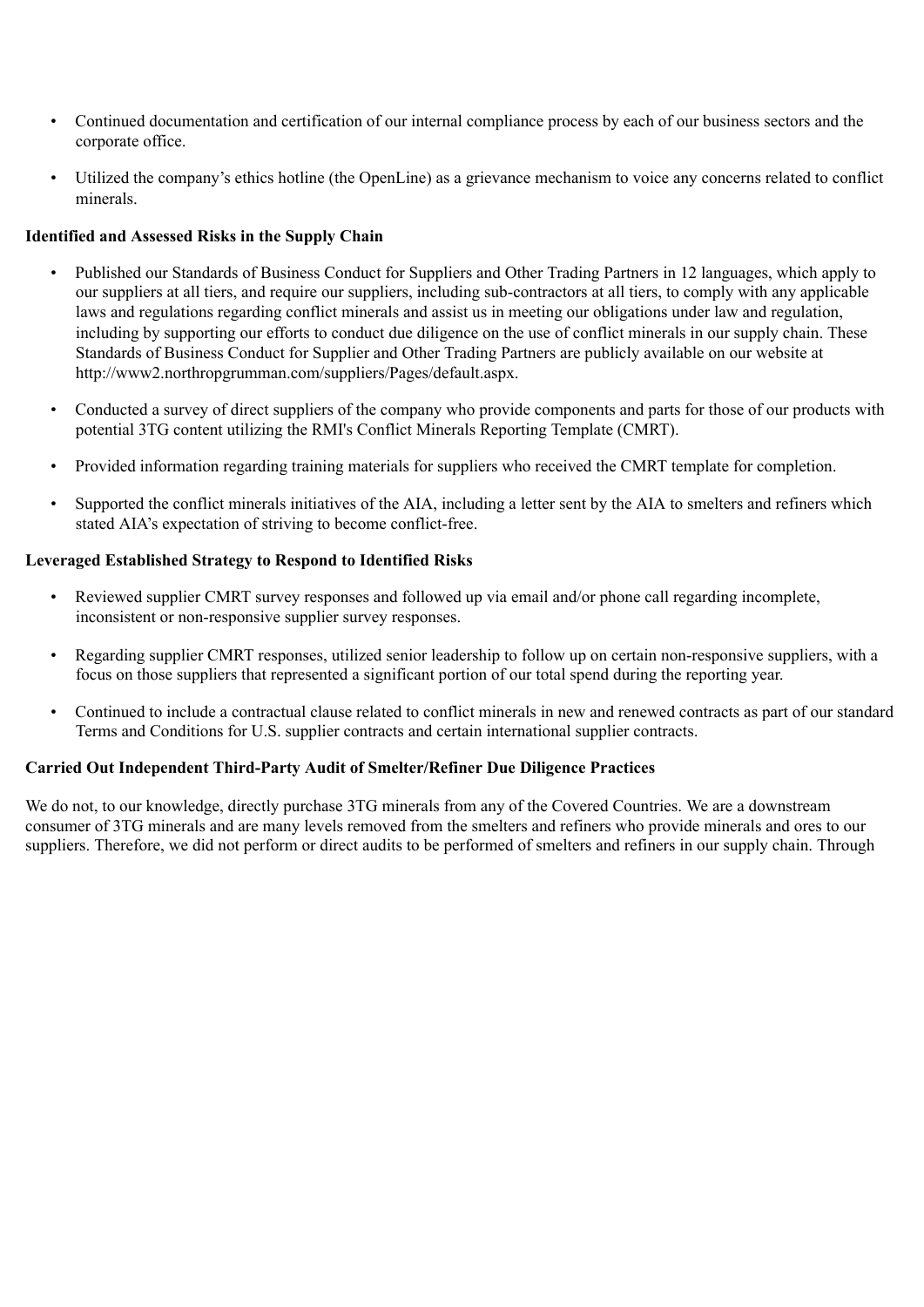- Continued documentation and certification of our internal compliance process by each of our business sectors and the corporate office.
- Utilized the company's ethics hotline (the OpenLine) as a grievance mechanism to voice any concerns related to conflict minerals.

**Identified and Assessed Risks in the Supply Chain**

- Published our Standards of Business Conduct for Suppliers and Other Trading Partners in 12 languages, which apply to our suppliers at all tiers, and require our suppliers, including sub-contractors at all tiers, to comply with any applicable laws and regulations regarding conflict minerals and assist us in meeting our obligations under law and regulation, including by supporting our efforts to conduct due diligence on the use of conflict minerals in our supply chain. These Standards of Business Conduct for Supplier and Other Trading Partners are publicly available on our website at http://www2.northropgrumman.com/suppliers/Pages/default.aspx.
- Conducted a survey of direct suppliers of the company who provide components and parts for those of our products with potential 3TG content utilizing the RMI's Conflict Minerals Reporting Template (CMRT).
- Provided information regarding training materials for suppliers who received the CMRT template for completion.
- Supported the conflict minerals initiatives of the AIA, including a letter sent by the AIA to smelters and refiners which stated AIA's expectation of striving to become conflict-free.

**Leveraged Established Strategy to Respond to Identified Risks**

- Reviewed supplier CMRT survey responses and followed up via email and/or phone call regarding incomplete, inconsistent or non-responsive supplier survey responses.
- Regarding supplier CMRT responses, utilized senior leadership to follow up on certain non-responsive suppliers, with a focus on those suppliers that represented a significant portion of our total spend during the reporting year.
- Continued to include a contractual clause related to conflict minerals in new and renewed contracts as part of our standard Terms and Conditions for U.S. supplier contracts and certain international supplier contracts.

**Carried Out Independent Third-Party Audit of Smelter/Refiner Due Diligence Practices**

We do not, to our knowledge, directly purchase 3TG minerals from any of the Covered Countries. We are a downstream consumer of 3TG minerals and are many levels removed from the smelters and refiners who provide minerals and ores to our suppliers. Therefore, we did not perform or direct audits to be performed of smelters and refiners in our supply chain. Through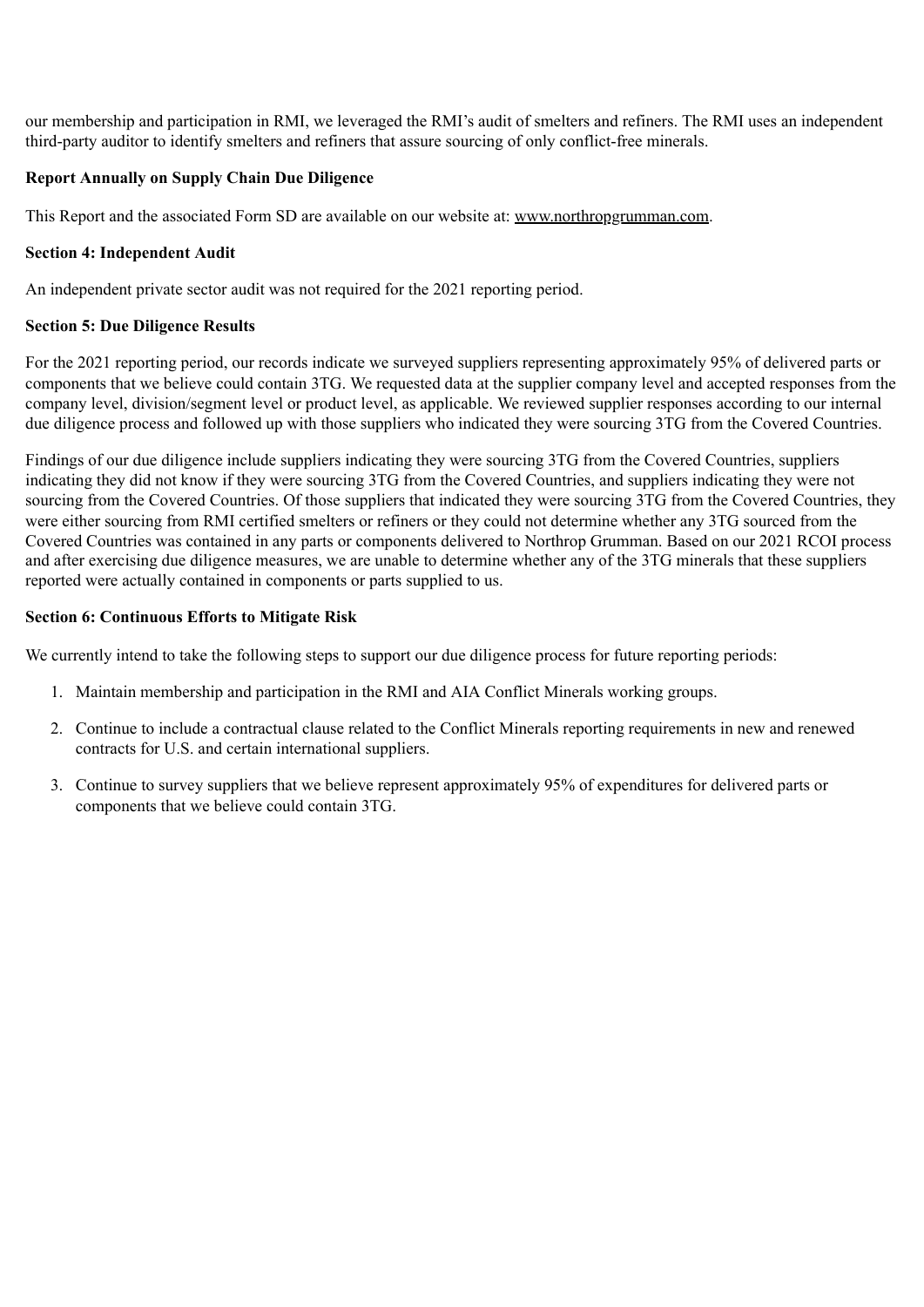our membership and participation in RMI, we leveraged the RMI's audit of smelters and refiners. The RMI uses an independent third-party auditor to identify smelters and refiners that assure sourcing of only conflict-free minerals.

**Report Annually on Supply Chain Due Diligence**

This Report and the associated Form SD are available on our website at: www.northropgrumman.com.

**Section 4: Independent Audit**

An independent private sector audit was not required for the 2021 reporting period.

**Section 5: Due Diligence Results**

For the 2021 reporting period, our records indicate we surveyed suppliers representing approximately 95% of delivered parts or components that we believe could contain 3TG. We requested data at the supplier company level and accepted responses from the company level, division/segment level or product level, as applicable. We reviewed supplier responses according to our internal due diligence process and followed up with those suppliers who indicated they were sourcing 3TG from the Covered Countries.

Findings of our due diligence include suppliers indicating they were sourcing 3TG from the Covered Countries, suppliers indicating they did not know if they were sourcing 3TG from the Covered Countries, and suppliers indicating they were not sourcing from the Covered Countries. Of those suppliers that indicated they were sourcing 3TG from the Covered Countries, they were either sourcing from RMI certified smelters or refiners or they could not determine whether any 3TG sourced from the Covered Countries was contained in any parts or components delivered to Northrop Grumman. Based on our 2021 RCOI process and after exercising due diligence measures, we are unable to determine whether any of the 3TG minerals that these suppliers reported were actually contained in components or parts supplied to us.

**Section 6: Continuous Efforts to Mitigate Risk**

We currently intend to take the following steps to support our due diligence process for future reporting periods:

1. Maintain membership and participation in the RMI and AIA Conflict Minerals working groups.
2. Continue to include a contractual clause related to the Conflict Minerals reporting requirements in new and renewed contracts for U.S. and certain international suppliers.
3. Continue to survey suppliers that we believe represent approximately 95% of expenditures for delivered parts or components that we believe could contain 3TG.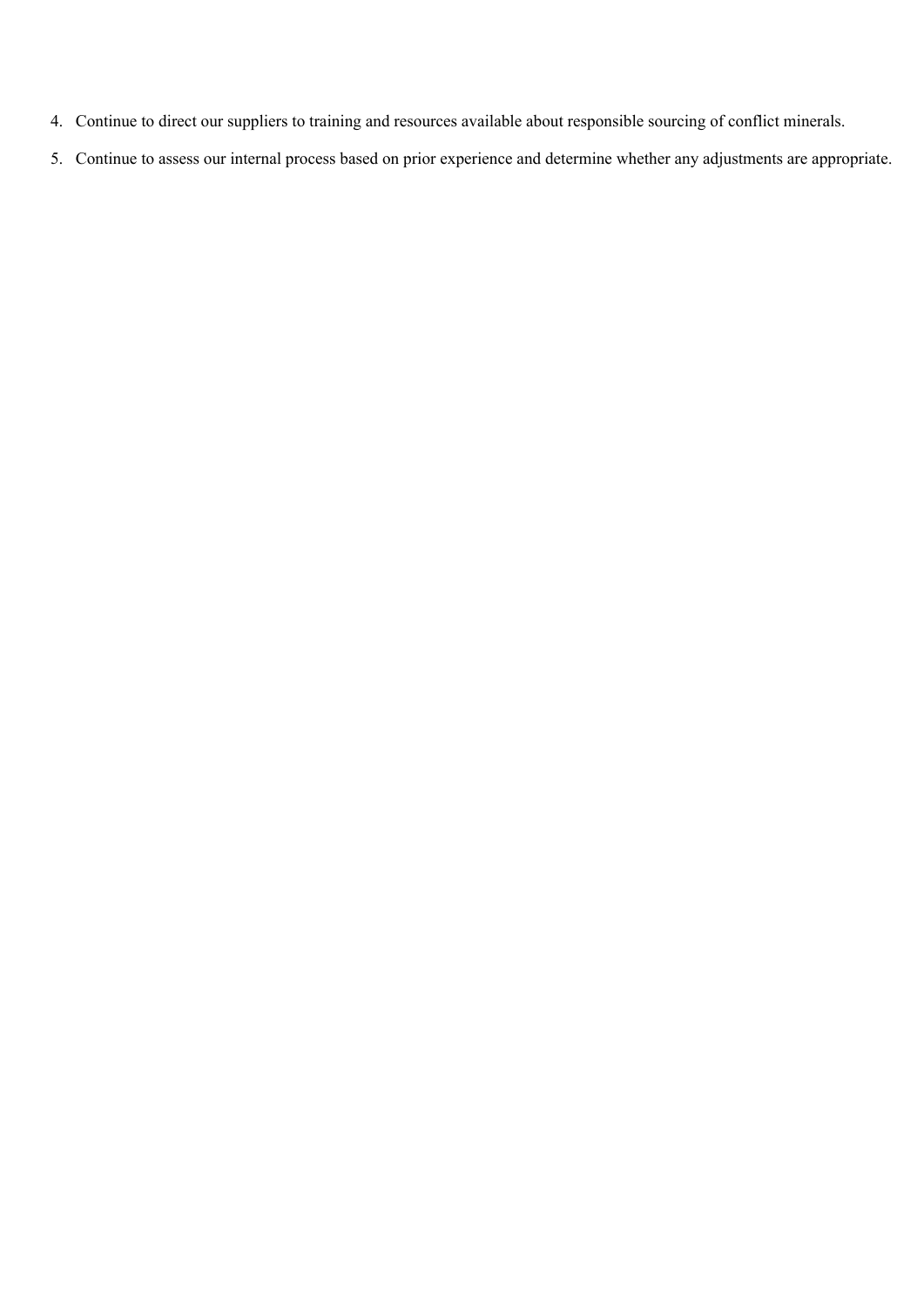4. Continue to direct our suppliers to training and resources available about responsible sourcing of conflict minerals.
5. Continue to assess our internal process based on prior experience and determine whether any adjustments are appropriate.